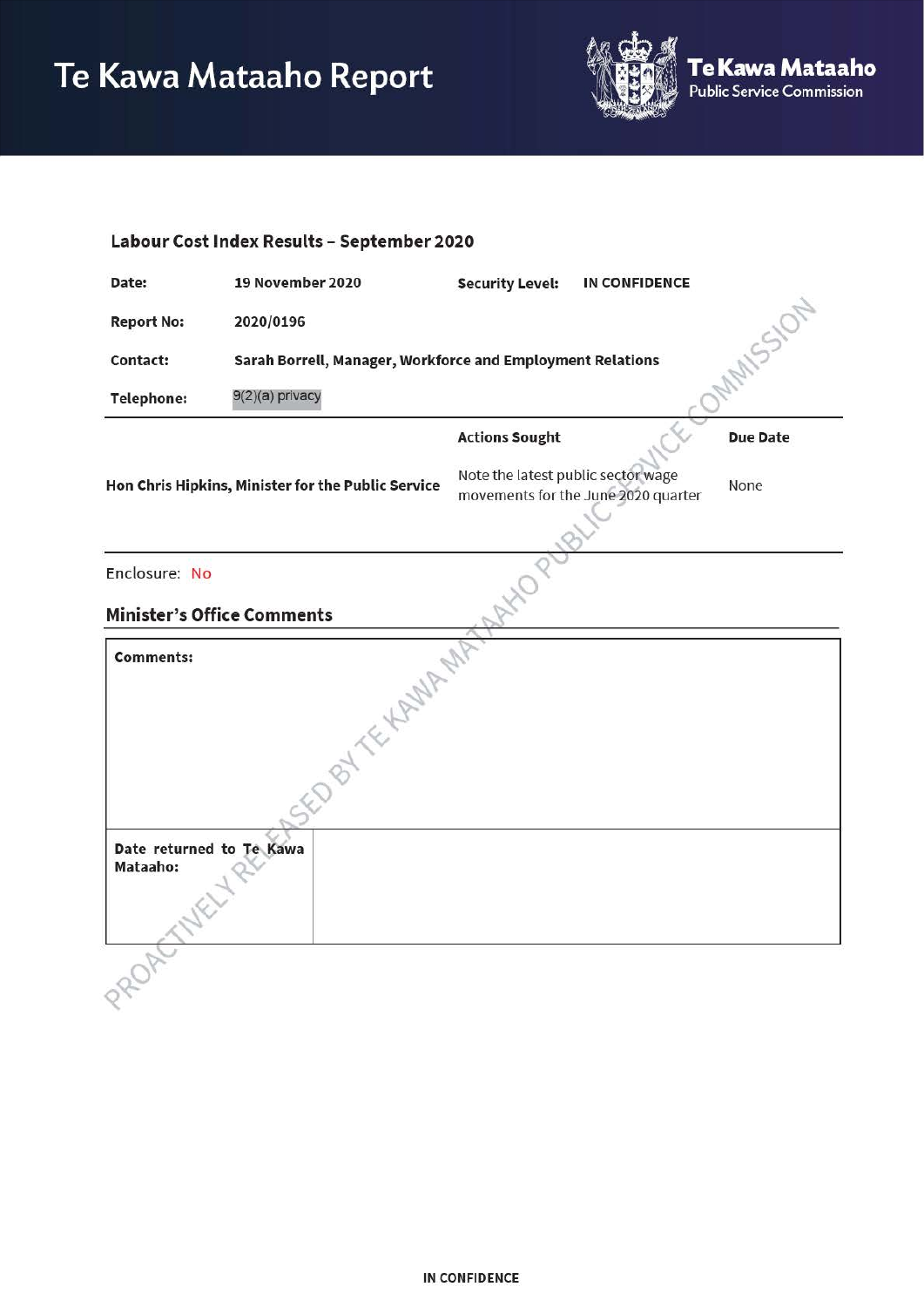# Te Kawa Mataaho Report

**Te Kawa Mataaho**
Public Service Commission

## Labour Cost Index Results – September 2020

| | | | |
|---|---|---|---|
| **Date:** | **19 November 2020** | **Security Level:** | **IN CONFIDENCE** |
| **Report No:** | **2020/0196** | | |
| **Contact:** | **Sarah Borrell, Manager, Workforce and Employment Relations** | | |
| **Telephone:** | 9(2)(a) privacy | | |

| | Actions Sought | Due Date |
|---|---|---|
| **Hon Chris Hipkins, Minister for the Public Service** | Note the latest public sector wage movements for the June 2020 quarter | None |

Enclosure: No

## Minister's Office Comments

| | |
|---|---|
| **Comments:** | |
| **Date returned to Te Kawa Mataaho:** | |

PROACTIVELY RELEASED BY TE KAWA MATAAHO PUBLIC SERVICE COMMISSION

IN CONFIDENCE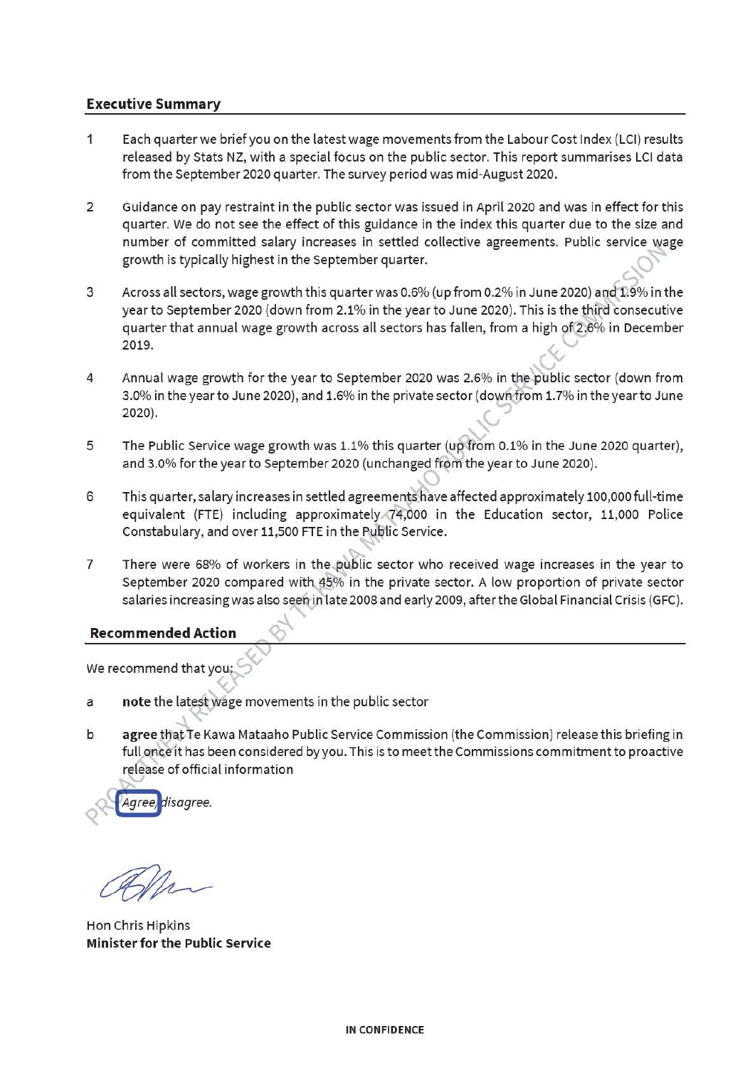## Executive Summary

1. Each quarter we brief you on the latest wage movements from the Labour Cost Index (LCI) results released by Stats NZ, with a special focus on the public sector. This report summarises LCI data from the September 2020 quarter. The survey period was mid-August 2020.

2. Guidance on pay restraint in the public sector was issued in April 2020 and was in effect for this quarter. We do not see the effect of this guidance in the index this quarter due to the size and number of committed salary increases in settled collective agreements. Public service wage growth is typically highest in the September quarter.

3. Across all sectors, wage growth this quarter was 0.6% (up from 0.2% in June 2020) and 1.9% in the year to September 2020 (down from 2.1% in the year to June 2020). This is the third consecutive quarter that annual wage growth across all sectors has fallen, from a high of 2.6% in December 2019.

4. Annual wage growth for the year to September 2020 was 2.6% in the public sector (down from 3.0% in the year to June 2020), and 1.6% in the private sector (down from 1.7% in the year to June 2020).

5. The Public Service wage growth was 1.1% this quarter (up from 0.1% in the June 2020 quarter), and 3.0% for the year to September 2020 (unchanged from the year to June 2020).

6. This quarter, salary increases in settled agreements have affected approximately 100,000 full-time equivalent (FTE) including approximately 74,000 in the Education sector, 11,000 Police Constabulary, and over 11,500 FTE in the Public Service.

7. There were 68% of workers in the public sector who received wage increases in the year to September 2020 compared with 45% in the private sector. A low proportion of private sector salaries increasing was also seen in late 2008 and early 2009, after the Global Financial Crisis (GFC).

## Recommended Action

We recommend that you:

a. **note** the latest wage movements in the public sector

b. **agree** that Te Kawa Mataaho Public Service Commission (the Commission) release this briefing in full once it has been considered by you. This is to meet the Commissions commitment to proactive release of official information

*Agree/ disagree.*

Hon Chris Hipkins
**Minister for the Public Service**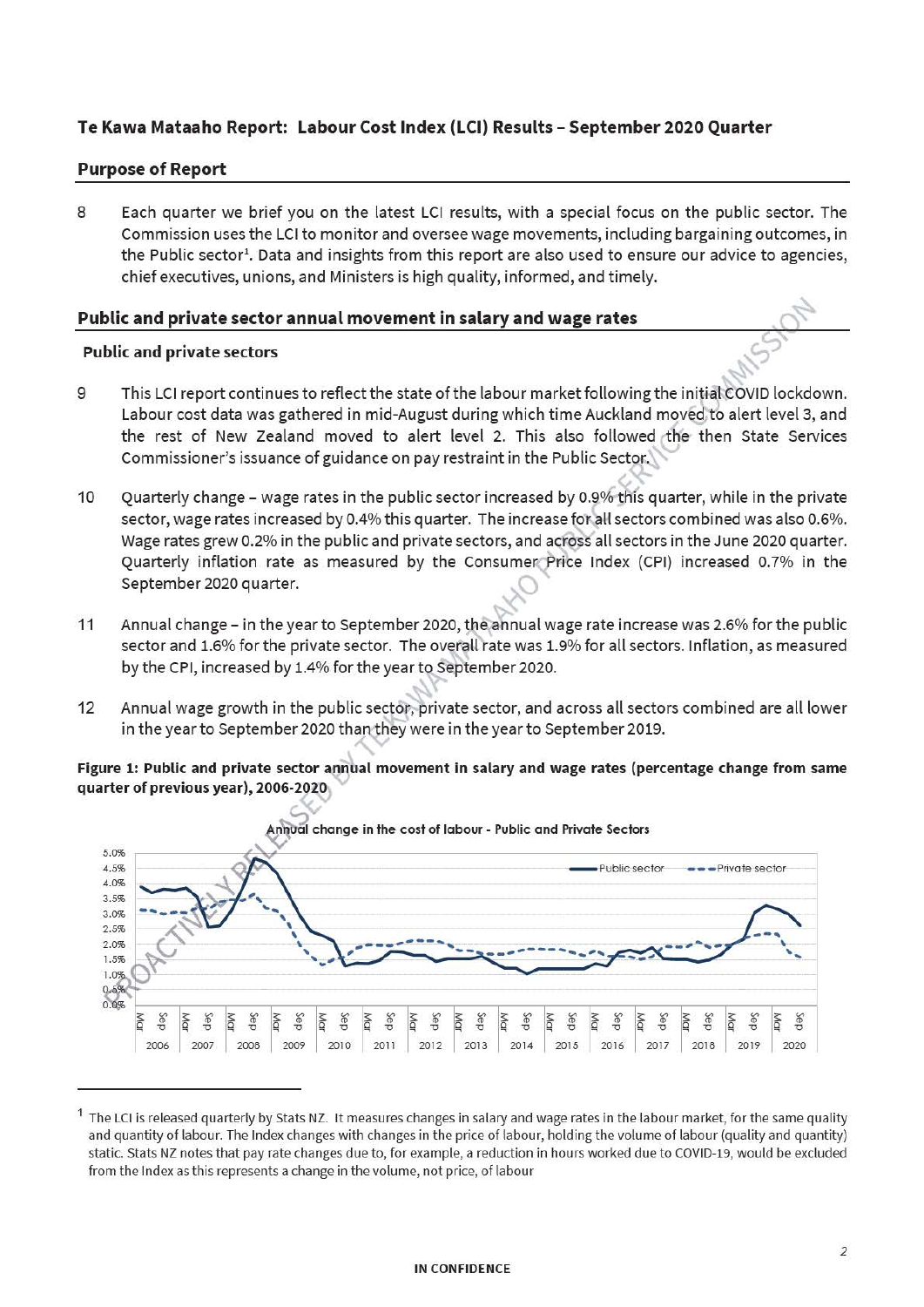## Te Kawa Mataaho Report: Labour Cost Index (LCI) Results – September 2020 Quarter

### Purpose of Report

8 Each quarter we brief you on the latest LCI results, with a special focus on the public sector. The Commission uses the LCI to monitor and oversee wage movements, including bargaining outcomes, in the Public sector[1]. Data and insights from this report are also used to ensure our advice to agencies, chief executives, unions, and Ministers is high quality, informed, and timely.

### Public and private sector annual movement in salary and wage rates

#### Public and private sectors

9 This LCI report continues to reflect the state of the labour market following the initial COVID lockdown. Labour cost data was gathered in mid-August during which time Auckland moved to alert level 3, and the rest of New Zealand moved to alert level 2. This also followed the then State Services Commissioner's issuance of guidance on pay restraint in the Public Sector.

10 Quarterly change – wage rates in the public sector increased by 0.9% this quarter, while in the private sector, wage rates increased by 0.4% this quarter. The increase for all sectors combined was also 0.6%. Wage rates grew 0.2% in the public and private sectors, and across all sectors in the June 2020 quarter. Quarterly inflation rate as measured by the Consumer Price Index (CPI) increased 0.7% in the September 2020 quarter.

11 Annual change – in the year to September 2020, the annual wage rate increase was 2.6% for the public sector and 1.6% for the private sector. The overall rate was 1.9% for all sectors. Inflation, as measured by the CPI, increased by 1.4% for the year to September 2020.

12 Annual wage growth in the public sector, private sector, and across all sectors combined are all lower in the year to September 2020 than they were in the year to September 2019.

**Figure 1: Public and private sector annual movement in salary and wage rates (percentage change from same quarter of previous year), 2006-2020**

Annual change in the cost of labour - Public and Private Sectors

Public sector, Private sector

5.0%, 4.5%, 4.0%, 3.5%, 3.0%, 2.5%, 2.0%, 1.5%, 1.0%, 0.5%, 0.0%

Mar, Sep: 2006, 2007, 2008, 2009, 2010, 2011, 2012, 2013, 2014, 2015, 2016, 2017, 2018, 2019, 2020

---

[1] The LCI is released quarterly by Stats NZ. It measures changes in salary and wage rates in the labour market, for the same quality and quantity of labour. The Index changes with changes in the price of labour, holding the volume of labour (quality and quantity) static. Stats NZ notes that pay rate changes due to, for example, a reduction in hours worked due to COVID-19, would be excluded from the Index as this represents a change in the volume, not price, of labour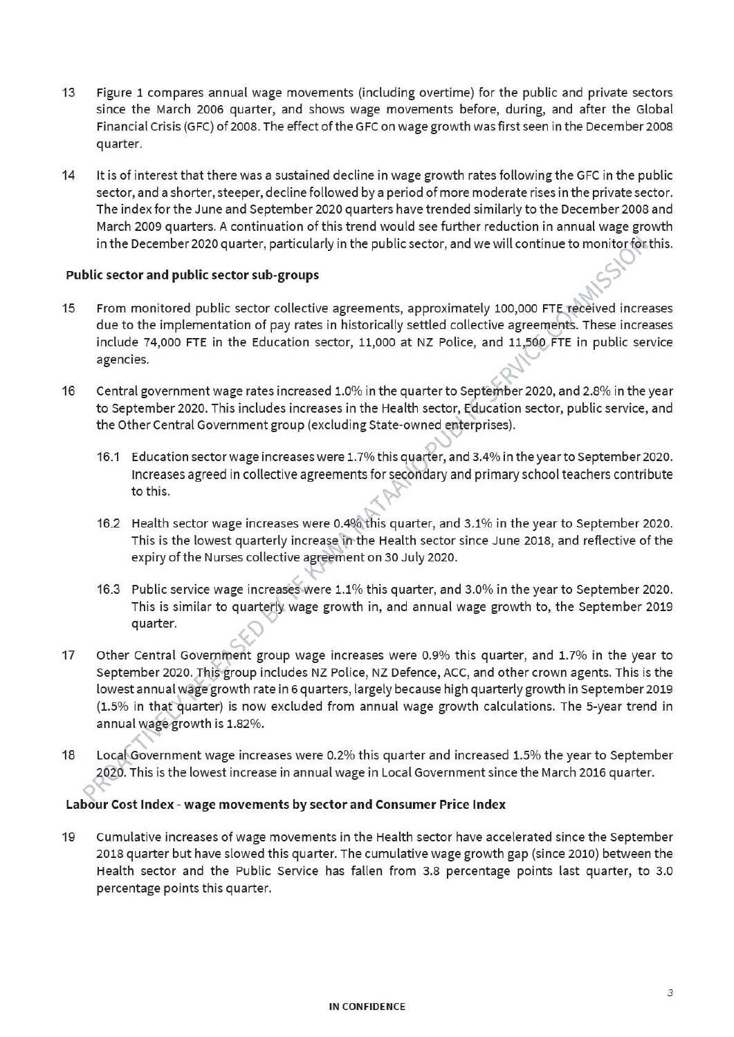13 Figure 1 compares annual wage movements (including overtime) for the public and private sectors since the March 2006 quarter, and shows wage movements before, during, and after the Global Financial Crisis (GFC) of 2008. The effect of the GFC on wage growth was first seen in the December 2008 quarter.

14 It is of interest that there was a sustained decline in wage growth rates following the GFC in the public sector, and a shorter, steeper, decline followed by a period of more moderate rises in the private sector. The index for the June and September 2020 quarters have trended similarly to the December 2008 and March 2009 quarters. A continuation of this trend would see further reduction in annual wage growth in the December 2020 quarter, particularly in the public sector, and we will continue to monitor for this.

**Public sector and public sector sub-groups**

15 From monitored public sector collective agreements, approximately 100,000 FTE received increases due to the implementation of pay rates in historically settled collective agreements. These increases include 74,000 FTE in the Education sector, 11,000 at NZ Police, and 11,500 FTE in public service agencies.

16 Central government wage rates increased 1.0% in the quarter to September 2020, and 2.8% in the year to September 2020. This includes increases in the Health sector, Education sector, public service, and the Other Central Government group (excluding State-owned enterprises).

16.1 Education sector wage increases were 1.7% this quarter, and 3.4% in the year to September 2020. Increases agreed in collective agreements for secondary and primary school teachers contribute to this.

16.2 Health sector wage increases were 0.4% this quarter, and 3.1% in the year to September 2020. This is the lowest quarterly increase in the Health sector since June 2018, and reflective of the expiry of the Nurses collective agreement on 30 July 2020.

16.3 Public service wage increases were 1.1% this quarter, and 3.0% in the year to September 2020. This is similar to quarterly wage growth in, and annual wage growth to, the September 2019 quarter.

17 Other Central Government group wage increases were 0.9% this quarter, and 1.7% in the year to September 2020. This group includes NZ Police, NZ Defence, ACC, and other crown agents. This is the lowest annual wage growth rate in 6 quarters, largely because high quarterly growth in September 2019 (1.5% in that quarter) is now excluded from annual wage growth calculations. The 5-year trend in annual wage growth is 1.82%.

18 Local Government wage increases were 0.2% this quarter and increased 1.5% the year to September 2020. This is the lowest increase in annual wage in Local Government since the March 2016 quarter.

**Labour Cost Index - wage movements by sector and Consumer Price Index**

19 Cumulative increases of wage movements in the Health sector have accelerated since the September 2018 quarter but have slowed this quarter. The cumulative wage growth gap (since 2010) between the Health sector and the Public Service has fallen from 3.8 percentage points last quarter, to 3.0 percentage points this quarter.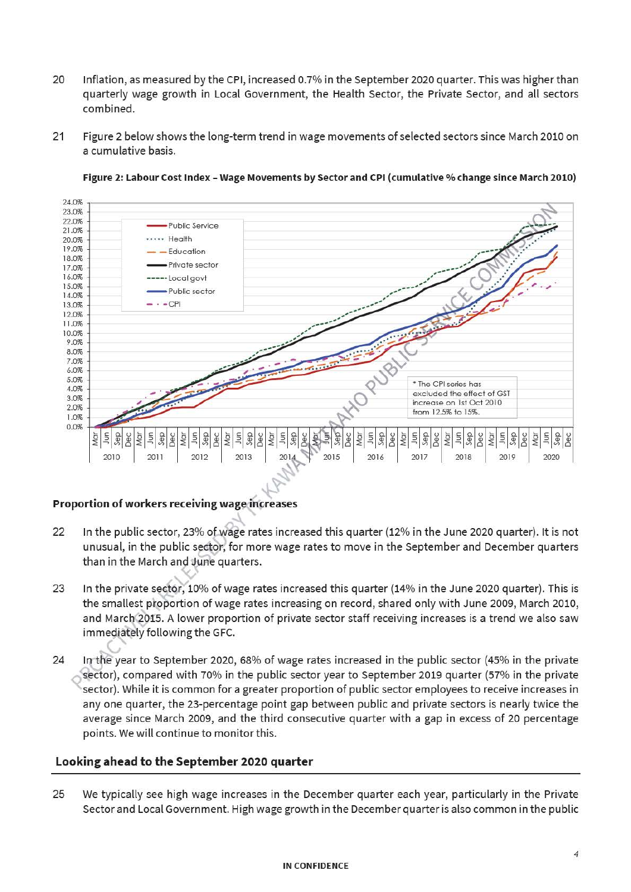20 Inflation, as measured by the CPI, increased 0.7% in the September 2020 quarter. This was higher than quarterly wage growth in Local Government, the Health Sector, the Private Sector, and all sectors combined.

21 Figure 2 below shows the long-term trend in wage movements of selected sectors since March 2010 on a cumulative basis.

**Figure 2: Labour Cost Index – Wage Movements by Sector and CPI (cumulative % change since March 2010)**

### Proportion of workers receiving wage increases

22 In the public sector, 23% of wage rates increased this quarter (12% in the June 2020 quarter). It is not unusual, in the public sector, for more wage rates to move in the September and December quarters than in the March and June quarters.

23 In the private sector, 10% of wage rates increased this quarter (14% in the June 2020 quarter). This is the smallest proportion of wage rates increasing on record, shared only with June 2009, March 2010, and March 2015. A lower proportion of private sector staff receiving increases is a trend we also saw immediately following the GFC.

24 In the year to September 2020, 68% of wage rates increased in the public sector (45% in the private sector), compared with 70% in the public sector year to September 2019 quarter (57% in the private sector). While it is common for a greater proportion of public sector employees to receive increases in any one quarter, the 23-percentage point gap between public and private sectors is nearly twice the average since March 2009, and the third consecutive quarter with a gap in excess of 20 percentage points. We will continue to monitor this.

## Looking ahead to the September 2020 quarter

25 We typically see high wage increases in the December quarter each year, particularly in the Private Sector and Local Government. High wage growth in the December quarter is also common in the public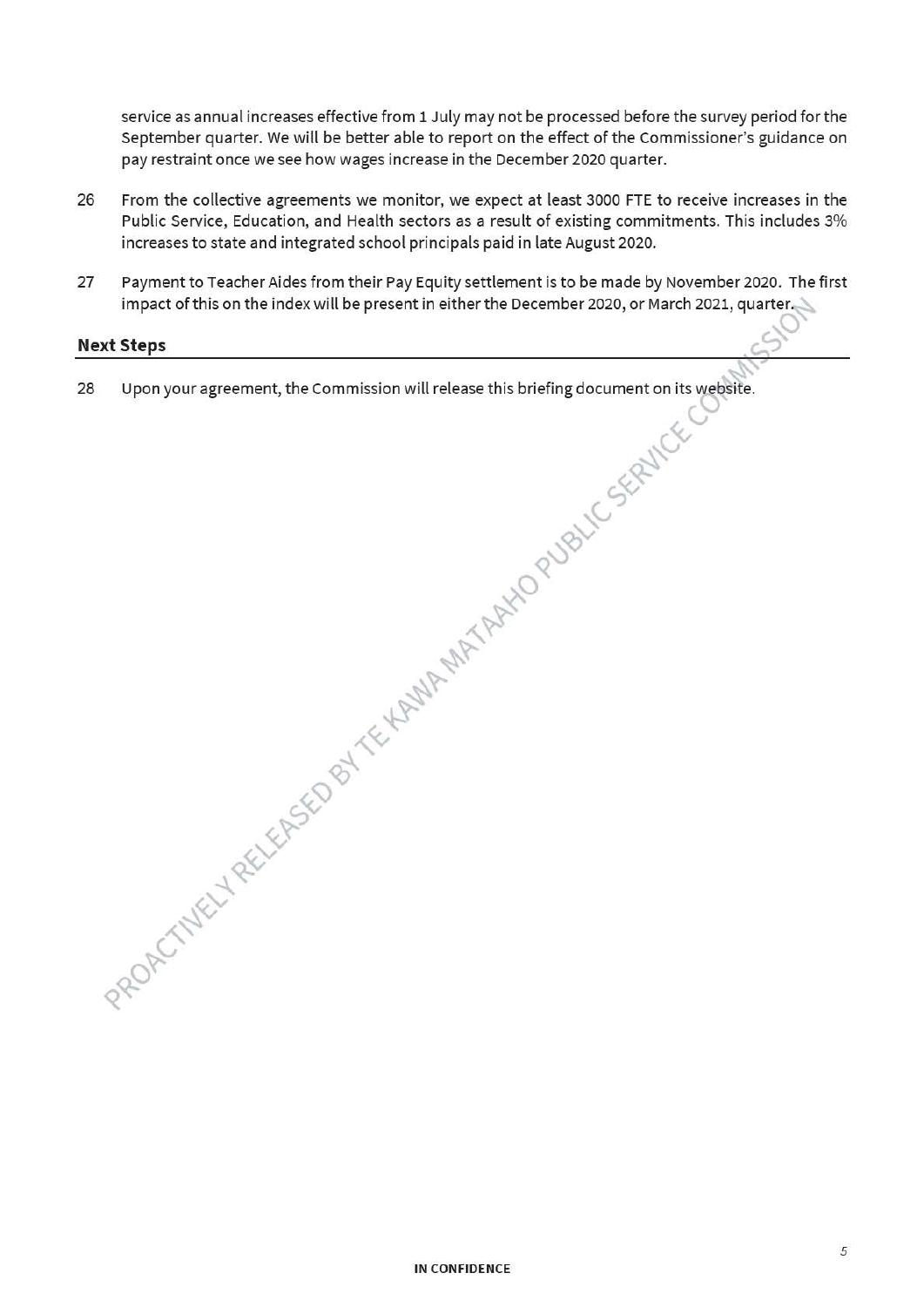service as annual increases effective from 1 July may not be processed before the survey period for the September quarter. We will be better able to report on the effect of the Commissioner's guidance on pay restraint once we see how wages increase in the December 2020 quarter.

26 From the collective agreements we monitor, we expect at least 3000 FTE to receive increases in the Public Service, Education, and Health sectors as a result of existing commitments. This includes 3% increases to state and integrated school principals paid in late August 2020.

27 Payment to Teacher Aides from their Pay Equity settlement is to be made by November 2020. The first impact of this on the index will be present in either the December 2020, or March 2021, quarter.

## Next Steps

28 Upon your agreement, the Commission will release this briefing document on its website.